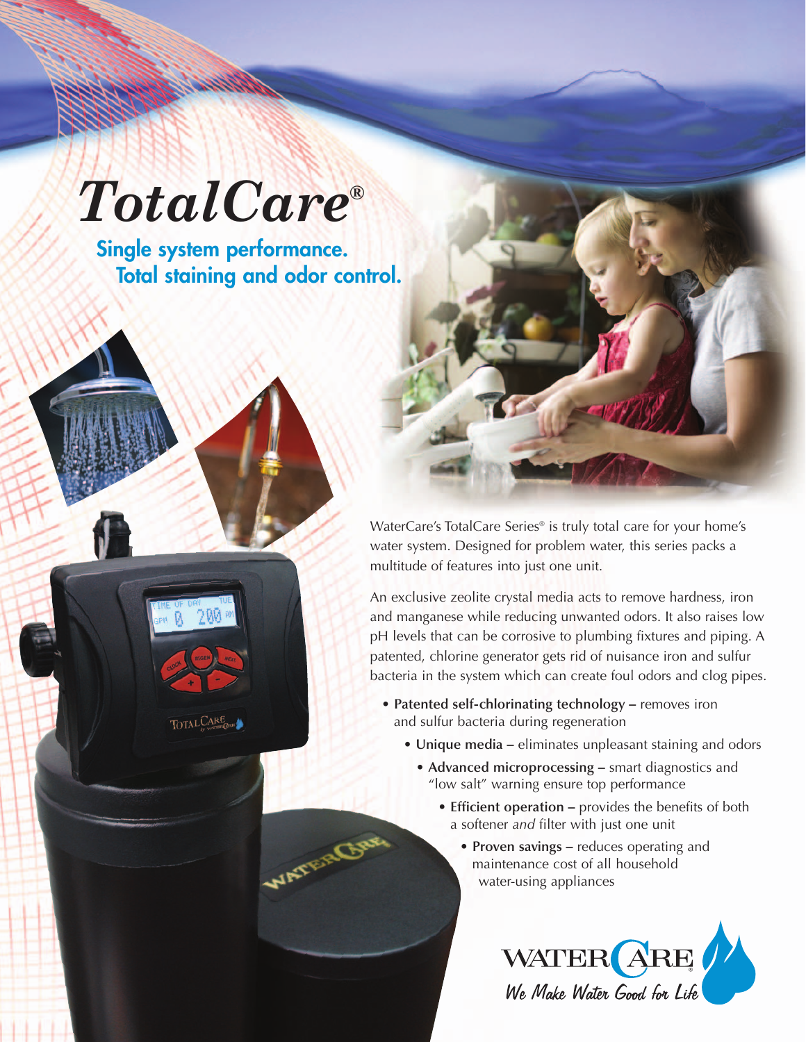# *TotalCare*®

## Single system performance.
## Total staining and odor control.

WaterCare's TotalCare Series® is truly total care for your home's water system. Designed for problem water, this series packs a multitude of features into just one unit.

An exclusive zeolite crystal media acts to remove hardness, iron and manganese while reducing unwanted odors. It also raises low pH levels that can be corrosive to plumbing fixtures and piping. A patented, chlorine generator gets rid of nuisance iron and sulfur bacteria in the system which can create foul odors and clog pipes.

- **Patented self-chlorinating technology –** removes iron and sulfur bacteria during regeneration
- **Unique media –** eliminates unpleasant staining and odors
- **Advanced microprocessing –** smart diagnostics and "low salt" warning ensure top performance
- **Efficient operation –** provides the benefits of both a softener *and* filter with just one unit
- **Proven savings –** reduces operating and maintenance cost of all household water-using appliances

WATERCARE®
*We Make Water Good for Life*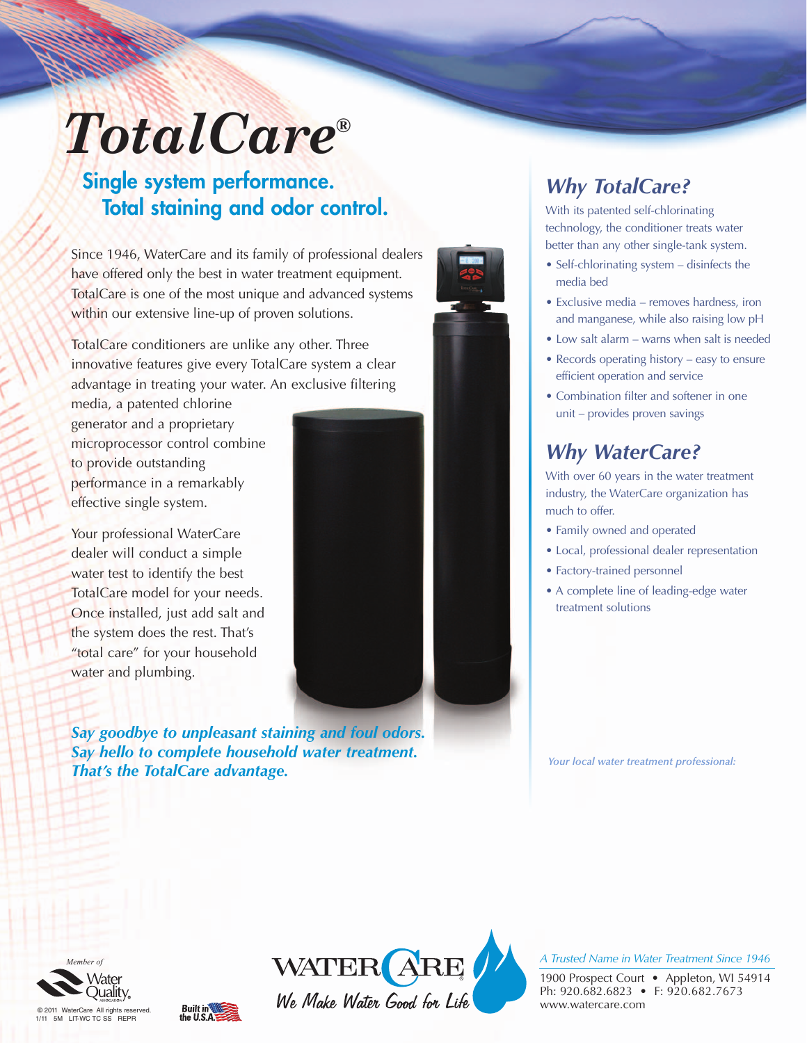# TotalCare®

## Single system performance.
## Total staining and odor control.

Since 1946, WaterCare and its family of professional dealers have offered only the best in water treatment equipment. TotalCare is one of the most unique and advanced systems within our extensive line-up of proven solutions.

TotalCare conditioners are unlike any other. Three innovative features give every TotalCare system a clear advantage in treating your water. An exclusive filtering media, a patented chlorine generator and a proprietary microprocessor control combine to provide outstanding performance in a remarkably effective single system.

Your professional WaterCare dealer will conduct a simple water test to identify the best TotalCare model for your needs. Once installed, just add salt and the system does the rest. That's "total care" for your household water and plumbing.

***Say goodbye to unpleasant staining and foul odors.***
***Say hello to complete household water treatment.***
***That's the TotalCare advantage.***

## *Why TotalCare?*

With its patented self-chlorinating technology, the conditioner treats water better than any other single-tank system.

- Self-chlorinating system – disinfects the media bed
- Exclusive media – removes hardness, iron and manganese, while also raising low pH
- Low salt alarm – warns when salt is needed
- Records operating history – easy to ensure efficient operation and service
- Combination filter and softener in one unit – provides proven savings

## *Why WaterCare?*

With over 60 years in the water treatment industry, the WaterCare organization has much to offer.

- Family owned and operated
- Local, professional dealer representation
- Factory-trained personnel
- A complete line of leading-edge water treatment solutions

*Your local water treatment professional:*

Member of Water Quality Association

© 2011 WaterCare All rights reserved.
1/11 5M LIT-WC TC SS REPR

Built in the U.S.A.

WATERCARE®
We Make Water Good for Life

*A Trusted Name in Water Treatment Since 1946*

1900 Prospect Court • Appleton, WI 54914
Ph: 920.682.6823 • F: 920.682.7673
www.watercare.com